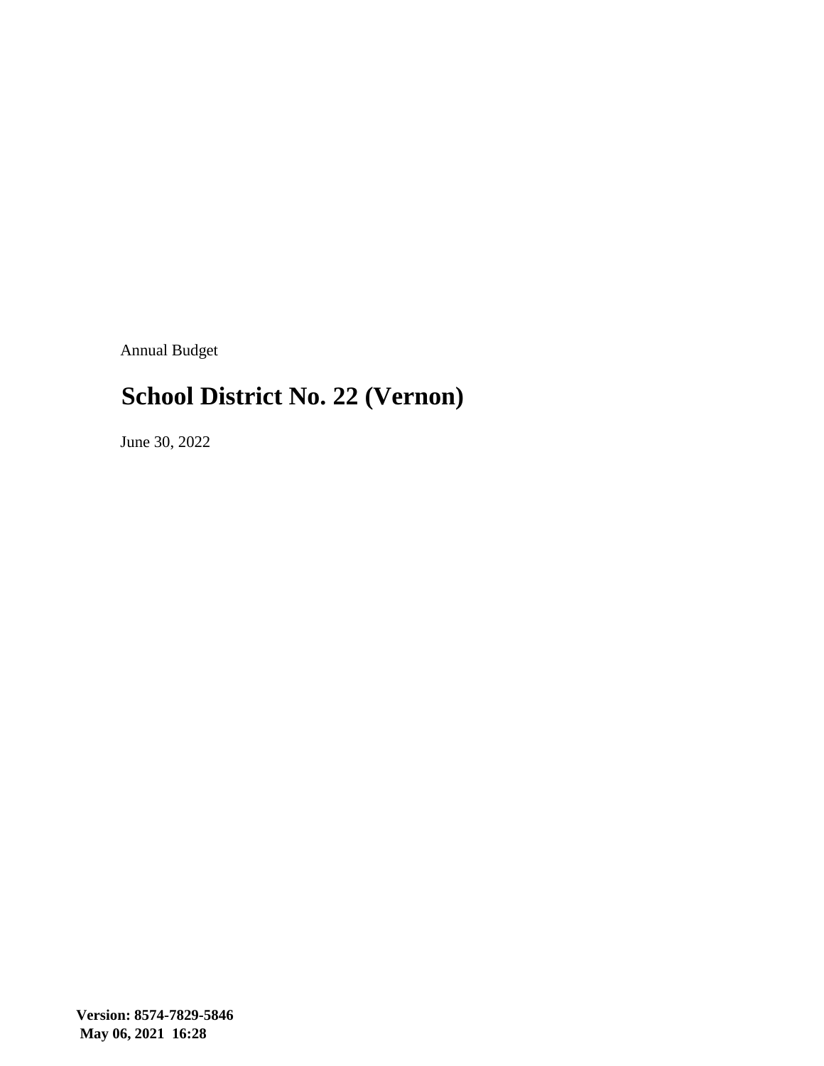Annual Budget

# School District No. 22 (Vernon)

June 30, 2022

**Version: 8574-7829-5846**
**May 06, 2021 16:28**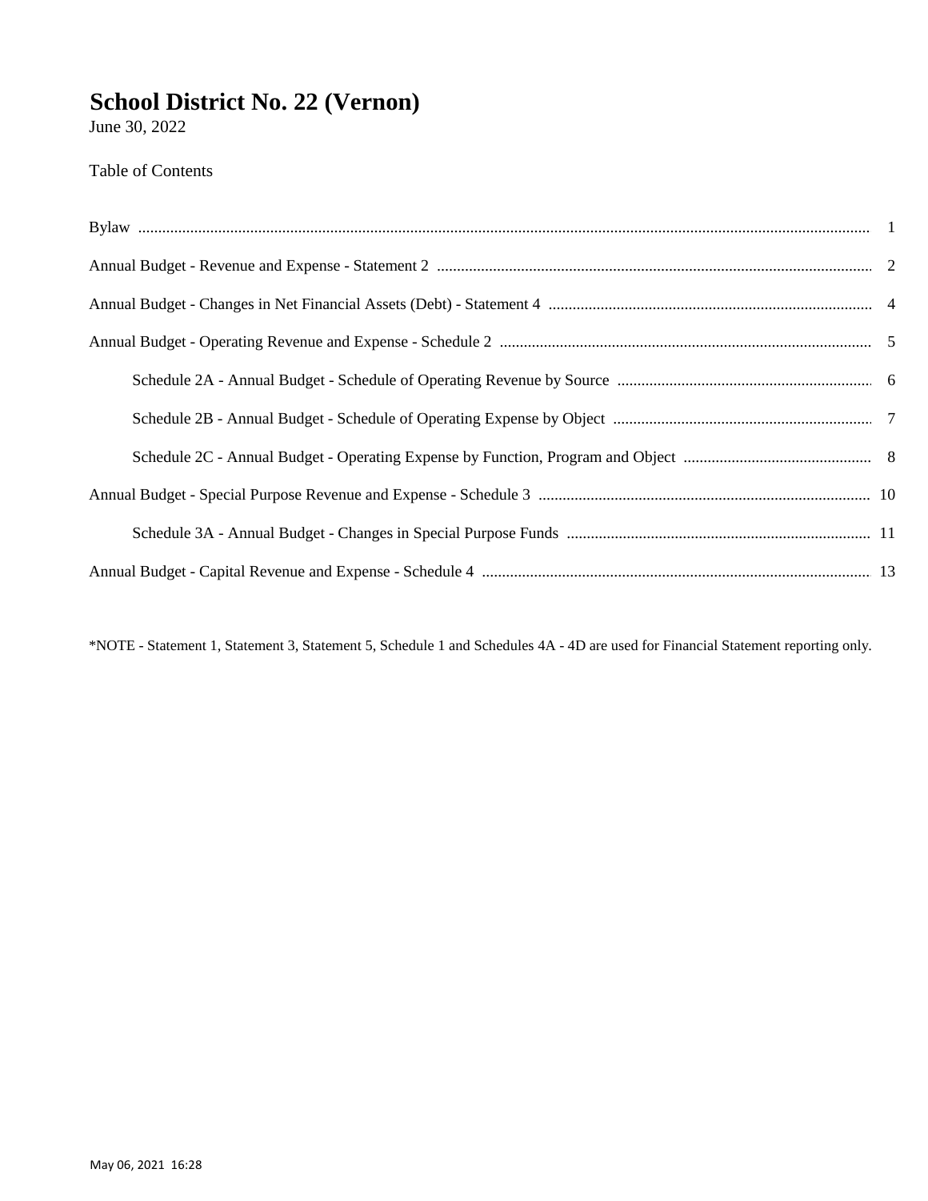# School District No. 22 (Vernon)

June 30, 2022

Table of Contents

| | |
|---|---|
| Bylaw | 1 |
| Annual Budget - Revenue and Expense - Statement 2 | 2 |
| Annual Budget - Changes in Net Financial Assets (Debt) - Statement 4 | 4 |
| Annual Budget - Operating Revenue and Expense - Schedule 2 | 5 |
| Schedule 2A - Annual Budget - Schedule of Operating Revenue by Source | 6 |
| Schedule 2B - Annual Budget - Schedule of Operating Expense by Object | 7 |
| Schedule 2C - Annual Budget - Operating Expense by Function, Program and Object | 8 |
| Annual Budget - Special Purpose Revenue and Expense - Schedule 3 | 10 |
| Schedule 3A - Annual Budget - Changes in Special Purpose Funds | 11 |
| Annual Budget - Capital Revenue and Expense - Schedule 4 | 13 |

*NOTE - Statement 1, Statement 3, Statement 5, Schedule 1 and Schedules 4A - 4D are used for Financial Statement reporting only.

May 06, 2021 16:28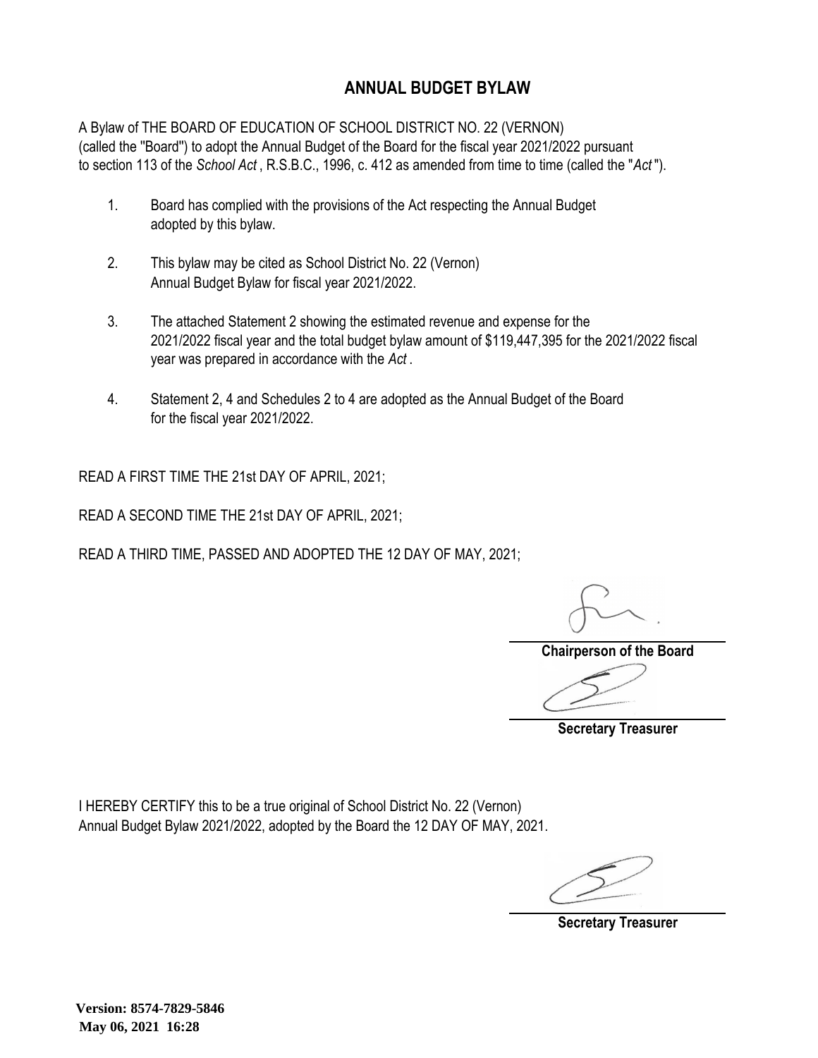# ANNUAL BUDGET BYLAW

A Bylaw of THE BOARD OF EDUCATION OF SCHOOL DISTRICT NO. 22 (VERNON) (called the "Board") to adopt the Annual Budget of the Board for the fiscal year 2021/2022 pursuant to section 113 of the *School Act* , R.S.B.C., 1996, c. 412 as amended from time to time (called the "*Act* ").

1. Board has complied with the provisions of the Act respecting the Annual Budget adopted by this bylaw.

2. This bylaw may be cited as School District No. 22 (Vernon) Annual Budget Bylaw for fiscal year 2021/2022.

3. The attached Statement 2 showing the estimated revenue and expense for the 2021/2022 fiscal year and the total budget bylaw amount of $119,447,395 for the 2021/2022 fiscal year was prepared in accordance with the *Act* .

4. Statement 2, 4 and Schedules 2 to 4 are adopted as the Annual Budget of the Board for the fiscal year 2021/2022.

READ A FIRST TIME THE 21st DAY OF APRIL, 2021;

READ A SECOND TIME THE 21st DAY OF APRIL, 2021;

READ A THIRD TIME, PASSED AND ADOPTED THE 12 DAY OF MAY, 2021;

**Chairperson of the Board**

**Secretary Treasurer**

I HEREBY CERTIFY this to be a true original of School District No. 22 (Vernon) Annual Budget Bylaw 2021/2022, adopted by the Board the 12 DAY OF MAY, 2021.

**Secretary Treasurer**

**Version: 8574-7829-5846**
**May 06, 2021 16:28**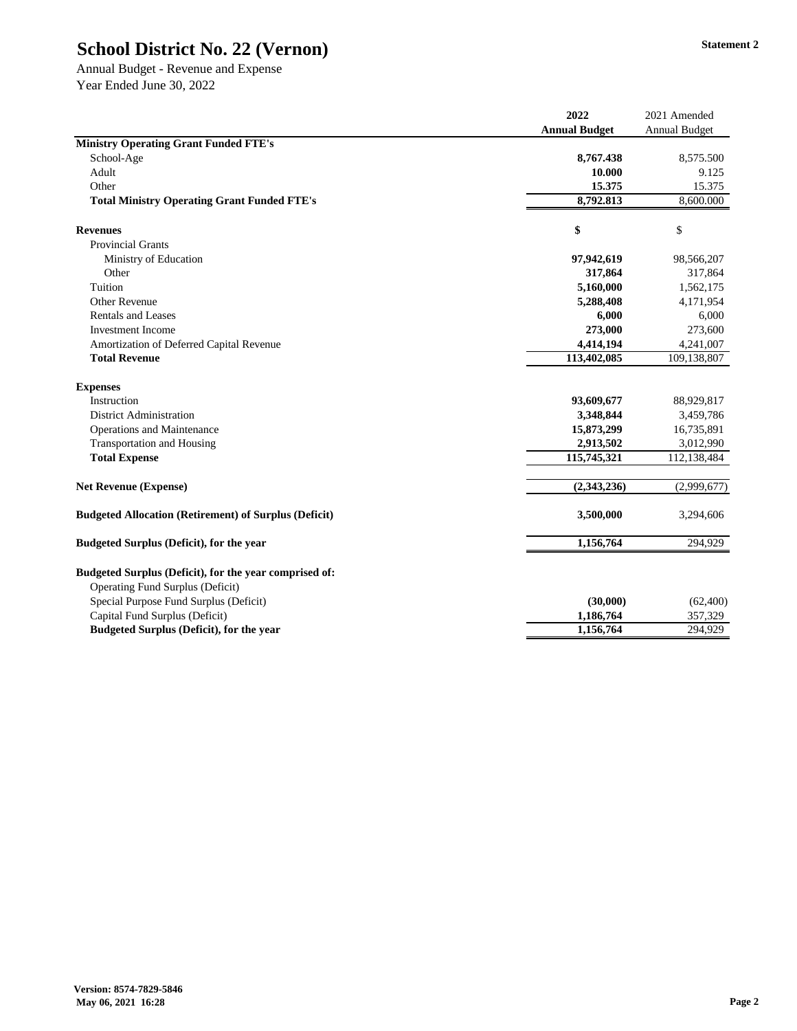# School District No. 22 (Vernon)

Statement 2

Annual Budget - Revenue and Expense
Year Ended June 30, 2022

| | 2022 Annual Budget | 2021 Amended Annual Budget |
|---|---|---|
| **Ministry Operating Grant Funded FTE's** | | |
| School-Age | **8,767.438** | 8,575.500 |
| Adult | **10.000** | 9.125 |
| Other | **15.375** | 15.375 |
| **Total Ministry Operating Grant Funded FTE's** | **8,792.813** | 8,600.000 |
| | | |
| **Revenues** | **$** | $ |
| Provincial Grants | | |
| Ministry of Education | **97,942,619** | 98,566,207 |
| Other | **317,864** | 317,864 |
| Tuition | **5,160,000** | 1,562,175 |
| Other Revenue | **5,288,408** | 4,171,954 |
| Rentals and Leases | **6,000** | 6,000 |
| Investment Income | **273,000** | 273,600 |
| Amortization of Deferred Capital Revenue | **4,414,194** | 4,241,007 |
| **Total Revenue** | **113,402,085** | 109,138,807 |
| | | |
| **Expenses** | | |
| Instruction | **93,609,677** | 88,929,817 |
| District Administration | **3,348,844** | 3,459,786 |
| Operations and Maintenance | **15,873,299** | 16,735,891 |
| Transportation and Housing | **2,913,502** | 3,012,990 |
| **Total Expense** | **115,745,321** | 112,138,484 |
| | | |
| **Net Revenue (Expense)** | **(2,343,236)** | (2,999,677) |
| | | |
| **Budgeted Allocation (Retirement) of Surplus (Deficit)** | **3,500,000** | 3,294,606 |
| | | |
| **Budgeted Surplus (Deficit), for the year** | **1,156,764** | 294,929 |
| | | |
| **Budgeted Surplus (Deficit), for the year comprised of:** | | |
| Operating Fund Surplus (Deficit) | | |
| Special Purpose Fund Surplus (Deficit) | **(30,000)** | (62,400) |
| Capital Fund Surplus (Deficit) | **1,186,764** | 357,329 |
| **Budgeted Surplus (Deficit), for the year** | **1,156,764** | 294,929 |

**Version: 8574-7829-5846**
**May 06, 2021 16:28**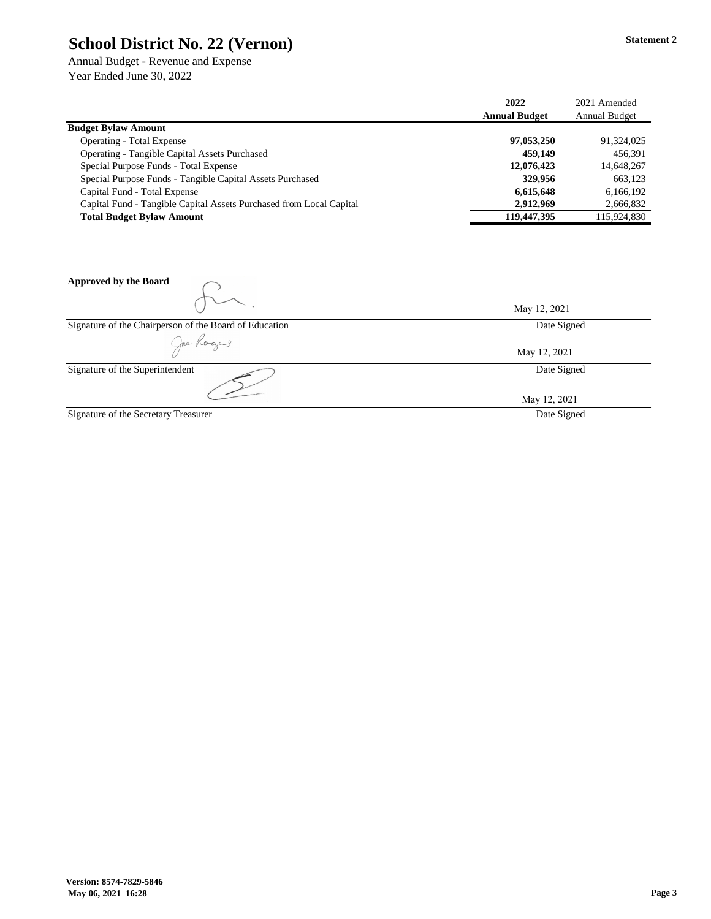# School District No. 22 (Vernon)

**Statement 2**

Annual Budget - Revenue and Expense
Year Ended June 30, 2022

| | 2022 Annual Budget | 2021 Amended Annual Budget |
|---|---|---|
| **Budget Bylaw Amount** | | |
| Operating - Total Expense | **97,053,250** | 91,324,025 |
| Operating - Tangible Capital Assets Purchased | **459,149** | 456,391 |
| Special Purpose Funds - Total Expense | **12,076,423** | 14,648,267 |
| Special Purpose Funds - Tangible Capital Assets Purchased | **329,956** | 663,123 |
| Capital Fund - Total Expense | **6,615,648** | 6,166,192 |
| Capital Fund - Tangible Capital Assets Purchased from Local Capital | **2,912,969** | 2,666,832 |
| **Total Budget Bylaw Amount** | **119,447,395** | 115,924,830 |

**Approved by the Board**

May 12, 2021

Signature of the Chairperson of the Board of Education — Date Signed

May 12, 2021

Signature of the Superintendent — Date Signed

May 12, 2021

Signature of the Secretary Treasurer — Date Signed

**Version: 8574-7829-5846**
**May 06, 2021 16:28**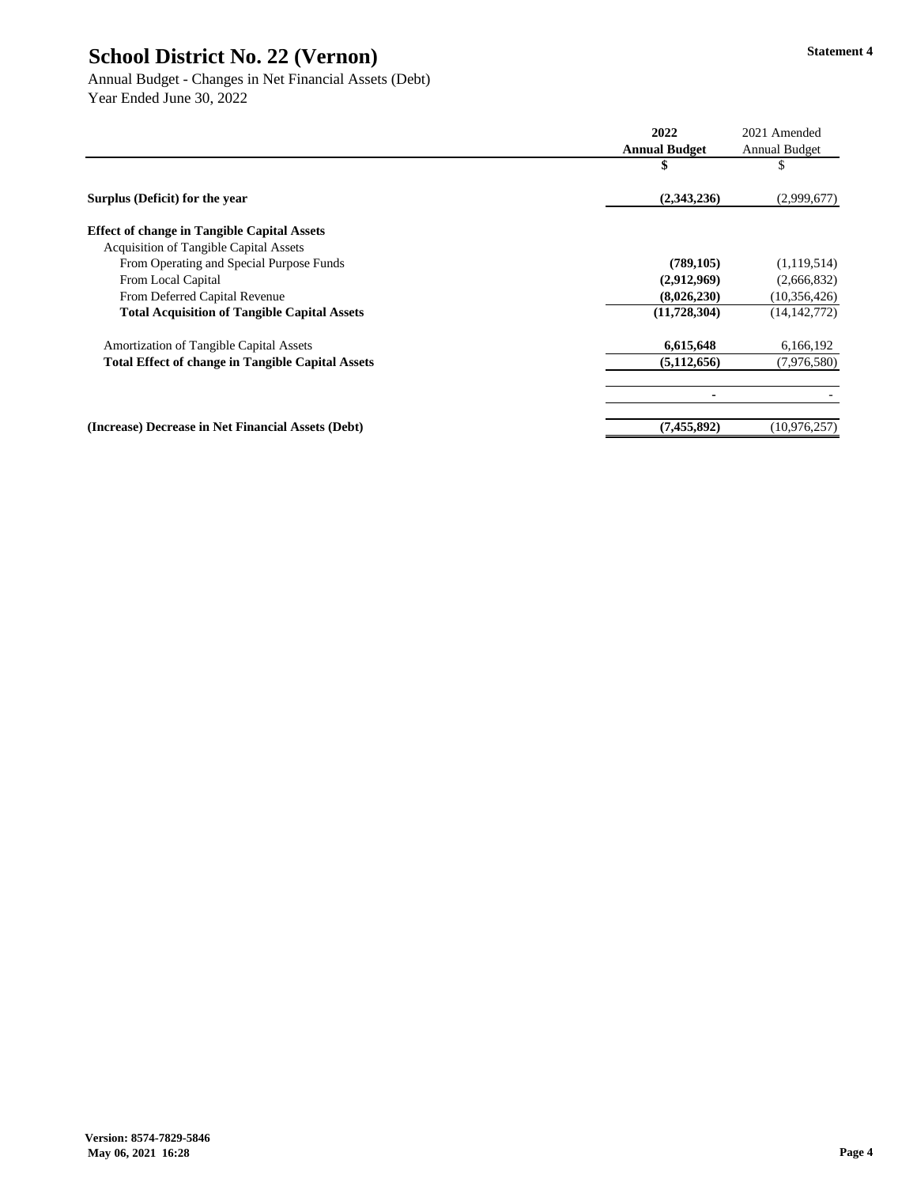# School District No. 22 (Vernon)

Statement 4

Annual Budget - Changes in Net Financial Assets (Debt)
Year Ended June 30, 2022

| | 2022 Annual Budget | 2021 Amended Annual Budget |
|---|---|---|
| | $ | $ |
| **Surplus (Deficit) for the year** | **(2,343,236)** | (2,999,677) |
| **Effect of change in Tangible Capital Assets** | | |
| Acquisition of Tangible Capital Assets | | |
| From Operating and Special Purpose Funds | **(789,105)** | (1,119,514) |
| From Local Capital | **(2,912,969)** | (2,666,832) |
| From Deferred Capital Revenue | **(8,026,230)** | (10,356,426) |
| **Total Acquisition of Tangible Capital Assets** | **(11,728,304)** | (14,142,772) |
| Amortization of Tangible Capital Assets | **6,615,648** | 6,166,192 |
| **Total Effect of change in Tangible Capital Assets** | **(5,112,656)** | (7,976,580) |
| | **-** | - |
| **(Increase) Decrease in Net Financial Assets (Debt)** | **(7,455,892)** | (10,976,257) |

**Version: 8574-7829-5846**
**May 06, 2021 16:28**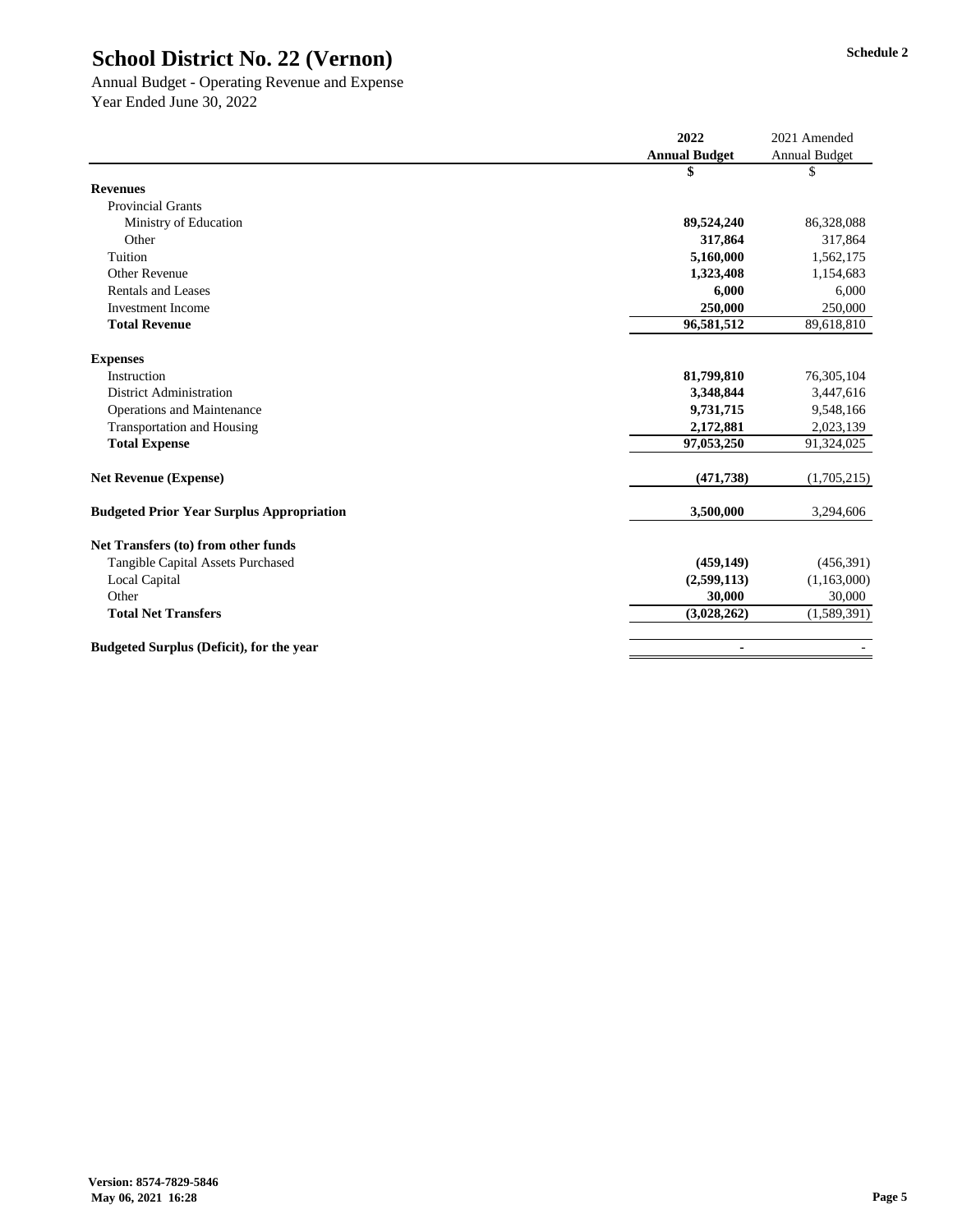# School District No. 22 (Vernon)

Schedule 2

Annual Budget - Operating Revenue and Expense
Year Ended June 30, 2022

| | **2022 Annual Budget** | 2021 Amended Annual Budget |
|---|---|---|
| | **$** | $ |
| **Revenues** | | |
| Provincial Grants | | |
| Ministry of Education | **89,524,240** | 86,328,088 |
| Other | **317,864** | 317,864 |
| Tuition | **5,160,000** | 1,562,175 |
| Other Revenue | **1,323,408** | 1,154,683 |
| Rentals and Leases | **6,000** | 6,000 |
| Investment Income | **250,000** | 250,000 |
| **Total Revenue** | **96,581,512** | 89,618,810 |
| | | |
| **Expenses** | | |
| Instruction | **81,799,810** | 76,305,104 |
| District Administration | **3,348,844** | 3,447,616 |
| Operations and Maintenance | **9,731,715** | 9,548,166 |
| Transportation and Housing | **2,172,881** | 2,023,139 |
| **Total Expense** | **97,053,250** | 91,324,025 |
| | | |
| **Net Revenue (Expense)** | **(471,738)** | (1,705,215) |
| | | |
| **Budgeted Prior Year Surplus Appropriation** | **3,500,000** | 3,294,606 |
| | | |
| **Net Transfers (to) from other funds** | | |
| Tangible Capital Assets Purchased | **(459,149)** | (456,391) |
| Local Capital | **(2,599,113)** | (1,163,000) |
| Other | **30,000** | 30,000 |
| **Total Net Transfers** | **(3,028,262)** | (1,589,391) |
| | | |
| **Budgeted Surplus (Deficit), for the year** | **-** | - |

**Version: 8574-7829-5846**
**May 06, 2021 16:28**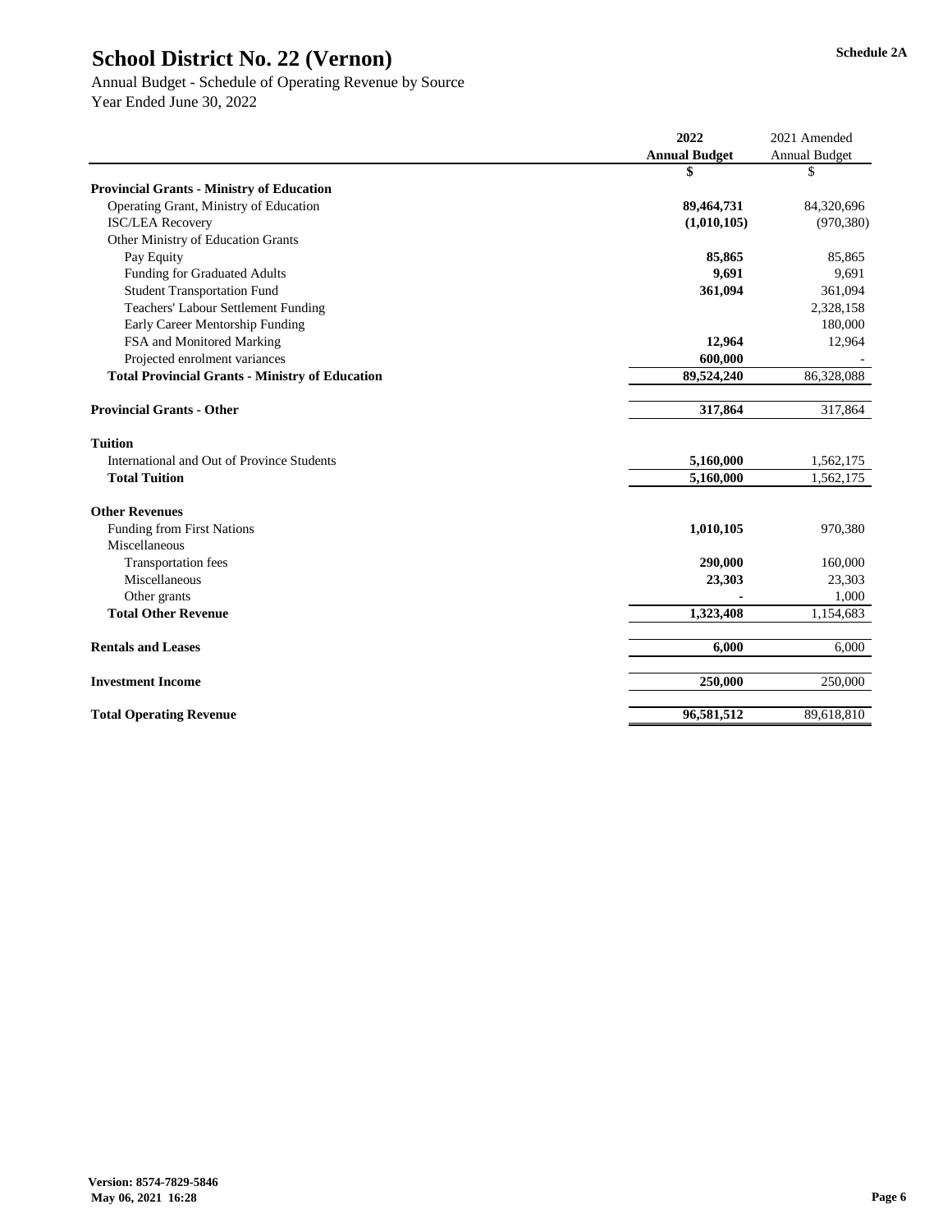# School District No. 22 (Vernon)

**Schedule 2A**

Annual Budget - Schedule of Operating Revenue by Source
Year Ended June 30, 2022

| | 2022 Annual Budget | 2021 Amended Annual Budget |
|---|---|---|
| | **$** | $ |
| **Provincial Grants - Ministry of Education** | | |
| Operating Grant, Ministry of Education | **89,464,731** | 84,320,696 |
| ISC/LEA Recovery | **(1,010,105)** | (970,380) |
| Other Ministry of Education Grants | | |
| Pay Equity | **85,865** | 85,865 |
| Funding for Graduated Adults | **9,691** | 9,691 |
| Student Transportation Fund | **361,094** | 361,094 |
| Teachers' Labour Settlement Funding | | 2,328,158 |
| Early Career Mentorship Funding | | 180,000 |
| FSA and Monitored Marking | **12,964** | 12,964 |
| Projected enrolment variances | **600,000** | - |
| **Total Provincial Grants - Ministry of Education** | **89,524,240** | 86,328,088 |
| | | |
| **Provincial Grants - Other** | **317,864** | 317,864 |
| | | |
| **Tuition** | | |
| International and Out of Province Students | **5,160,000** | 1,562,175 |
| **Total Tuition** | **5,160,000** | 1,562,175 |
| | | |
| **Other Revenues** | | |
| Funding from First Nations | **1,010,105** | 970,380 |
| Miscellaneous | | |
| Transportation fees | **290,000** | 160,000 |
| Miscellaneous | **23,303** | 23,303 |
| Other grants | **-** | 1,000 |
| **Total Other Revenue** | **1,323,408** | 1,154,683 |
| | | |
| **Rentals and Leases** | **6,000** | 6,000 |
| | | |
| **Investment Income** | **250,000** | 250,000 |
| | | |
| **Total Operating Revenue** | **96,581,512** | 89,618,810 |

**Version: 8574-7829-5846**
**May 06, 2021 16:28**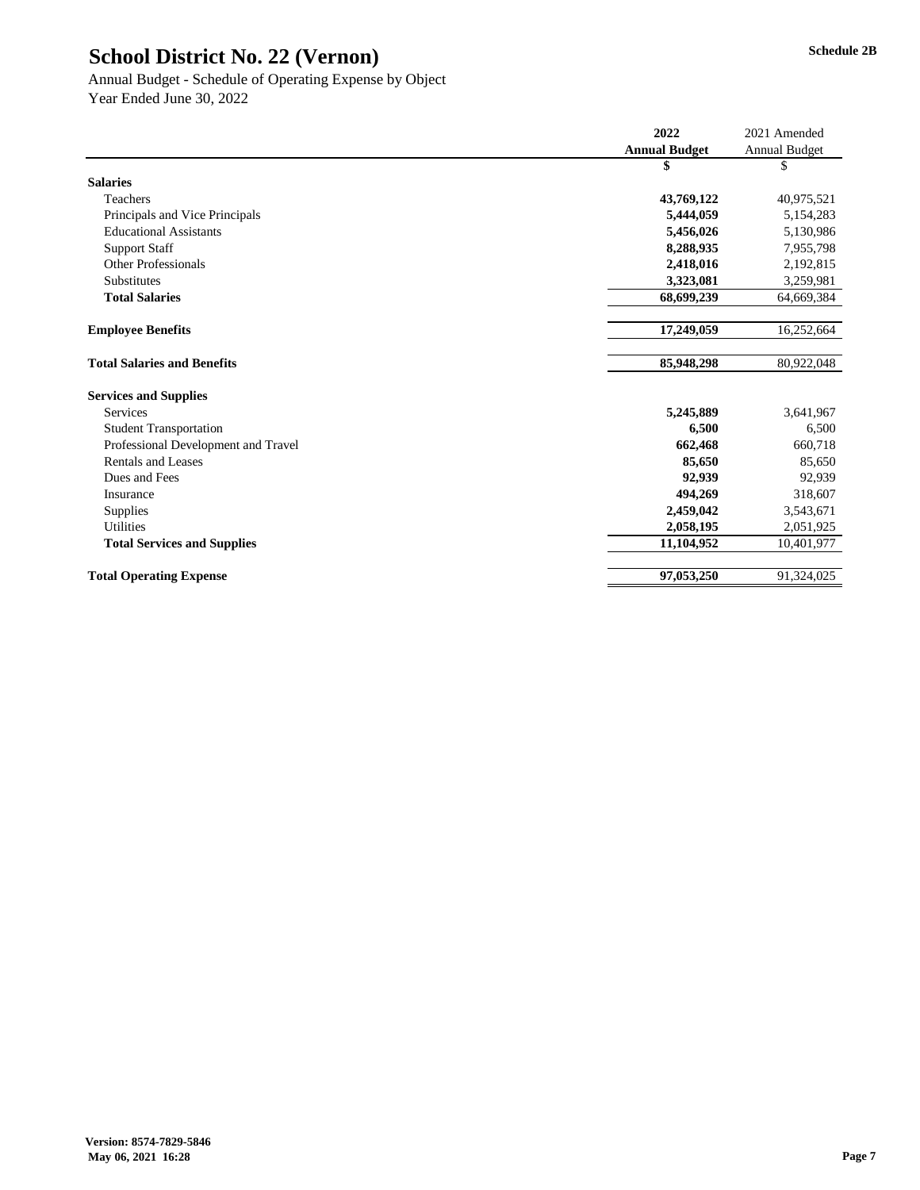# School District No. 22 (Vernon)

Schedule 2B

Annual Budget - Schedule of Operating Expense by Object
Year Ended June 30, 2022

| | 2022 Annual Budget | 2021 Amended Annual Budget |
|---|---|---|
| | $ | $ |
| **Salaries** | | |
| Teachers | **43,769,122** | 40,975,521 |
| Principals and Vice Principals | **5,444,059** | 5,154,283 |
| Educational Assistants | **5,456,026** | 5,130,986 |
| Support Staff | **8,288,935** | 7,955,798 |
| Other Professionals | **2,418,016** | 2,192,815 |
| Substitutes | **3,323,081** | 3,259,981 |
| **Total Salaries** | **68,699,239** | 64,669,384 |
| | | |
| **Employee Benefits** | **17,249,059** | 16,252,664 |
| | | |
| **Total Salaries and Benefits** | **85,948,298** | 80,922,048 |
| | | |
| **Services and Supplies** | | |
| Services | **5,245,889** | 3,641,967 |
| Student Transportation | **6,500** | 6,500 |
| Professional Development and Travel | **662,468** | 660,718 |
| Rentals and Leases | **85,650** | 85,650 |
| Dues and Fees | **92,939** | 92,939 |
| Insurance | **494,269** | 318,607 |
| Supplies | **2,459,042** | 3,543,671 |
| Utilities | **2,058,195** | 2,051,925 |
| **Total Services and Supplies** | **11,104,952** | 10,401,977 |
| | | |
| **Total Operating Expense** | **97,053,250** | 91,324,025 |

**Version: 8574-7829-5846**
**May 06, 2021 16:28**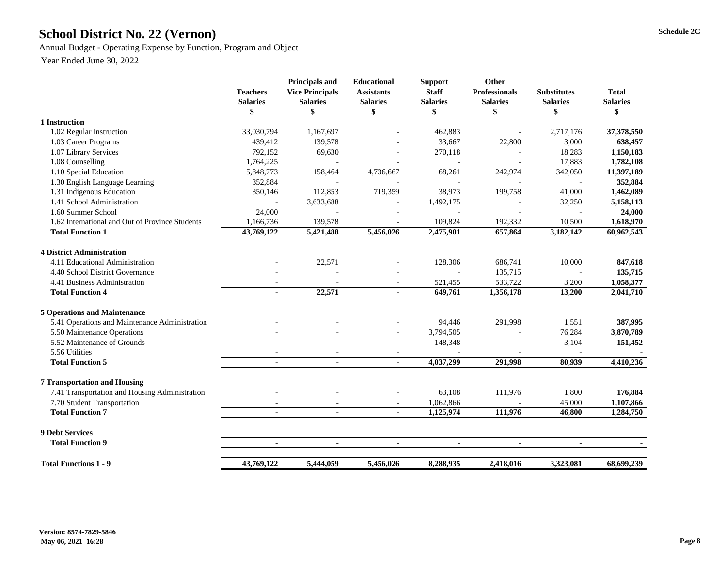# School District No. 22 (Vernon)

Schedule 2C

Annual Budget - Operating Expense by Function, Program and Object

Year Ended June 30, 2022

| | Teachers Salaries | Principals and Vice Principals Salaries | Educational Assistants Salaries | Support Staff Salaries | Other Professionals Salaries | Substitutes Salaries | Total Salaries |
|---|---|---|---|---|---|---|---|
| | $ | $ | $ | $ | $ | $ | $ |
| **1 Instruction** | | | | | | | |
| 1.02 Regular Instruction | 33,030,794 | 1,167,697 | - | 462,883 | - | 2,717,176 | **37,378,550** |
| 1.03 Career Programs | 439,412 | 139,578 | - | 33,667 | 22,800 | 3,000 | **638,457** |
| 1.07 Library Services | 792,152 | 69,630 | - | 270,118 | - | 18,283 | **1,150,183** |
| 1.08 Counselling | 1,764,225 | - | - | - | - | 17,883 | **1,782,108** |
| 1.10 Special Education | 5,848,773 | 158,464 | 4,736,667 | 68,261 | 242,974 | 342,050 | **11,397,189** |
| 1.30 English Language Learning | 352,884 | - | - | - | - | - | **352,884** |
| 1.31 Indigenous Education | 350,146 | 112,853 | 719,359 | 38,973 | 199,758 | 41,000 | **1,462,089** |
| 1.41 School Administration | - | 3,633,688 | - | 1,492,175 | - | 32,250 | **5,158,113** |
| 1.60 Summer School | 24,000 | - | - | - | - | - | **24,000** |
| 1.62 International and Out of Province Students | 1,166,736 | 139,578 | - | 109,824 | 192,332 | 10,500 | **1,618,970** |
| **Total Function 1** | **43,769,122** | **5,421,488** | **5,456,026** | **2,475,901** | **657,864** | **3,182,142** | **60,962,543** |
| **4 District Administration** | | | | | | | |
| 4.11 Educational Administration | - | 22,571 | - | 128,306 | 686,741 | 10,000 | **847,618** |
| 4.40 School District Governance | - | - | - | - | 135,715 | - | **135,715** |
| 4.41 Business Administration | - | - | - | 521,455 | 533,722 | 3,200 | **1,058,377** |
| **Total Function 4** | **-** | **22,571** | **-** | **649,761** | **1,356,178** | **13,200** | **2,041,710** |
| **5 Operations and Maintenance** | | | | | | | |
| 5.41 Operations and Maintenance Administration | - | - | - | 94,446 | 291,998 | 1,551 | **387,995** |
| 5.50 Maintenance Operations | - | - | - | 3,794,505 | - | 76,284 | **3,870,789** |
| 5.52 Maintenance of Grounds | - | - | - | 148,348 | - | 3,104 | **151,452** |
| 5.56 Utilities | - | - | - | - | - | - | **-** |
| **Total Function 5** | **-** | **-** | **-** | **4,037,299** | **291,998** | **80,939** | **4,410,236** |
| **7 Transportation and Housing** | | | | | | | |
| 7.41 Transportation and Housing Administration | - | - | - | 63,108 | 111,976 | 1,800 | **176,884** |
| 7.70 Student Transportation | - | - | - | 1,062,866 | - | 45,000 | **1,107,866** |
| **Total Function 7** | **-** | **-** | **-** | **1,125,974** | **111,976** | **46,800** | **1,284,750** |
| **9 Debt Services** | | | | | | | |
| **Total Function 9** | **-** | **-** | **-** | **-** | **-** | **-** | **-** |
| **Total Functions 1 - 9** | **43,769,122** | **5,444,059** | **5,456,026** | **8,288,935** | **2,418,016** | **3,323,081** | **68,699,239** |

**Version: 8574-7829-5846**
**May 06, 2021 16:28**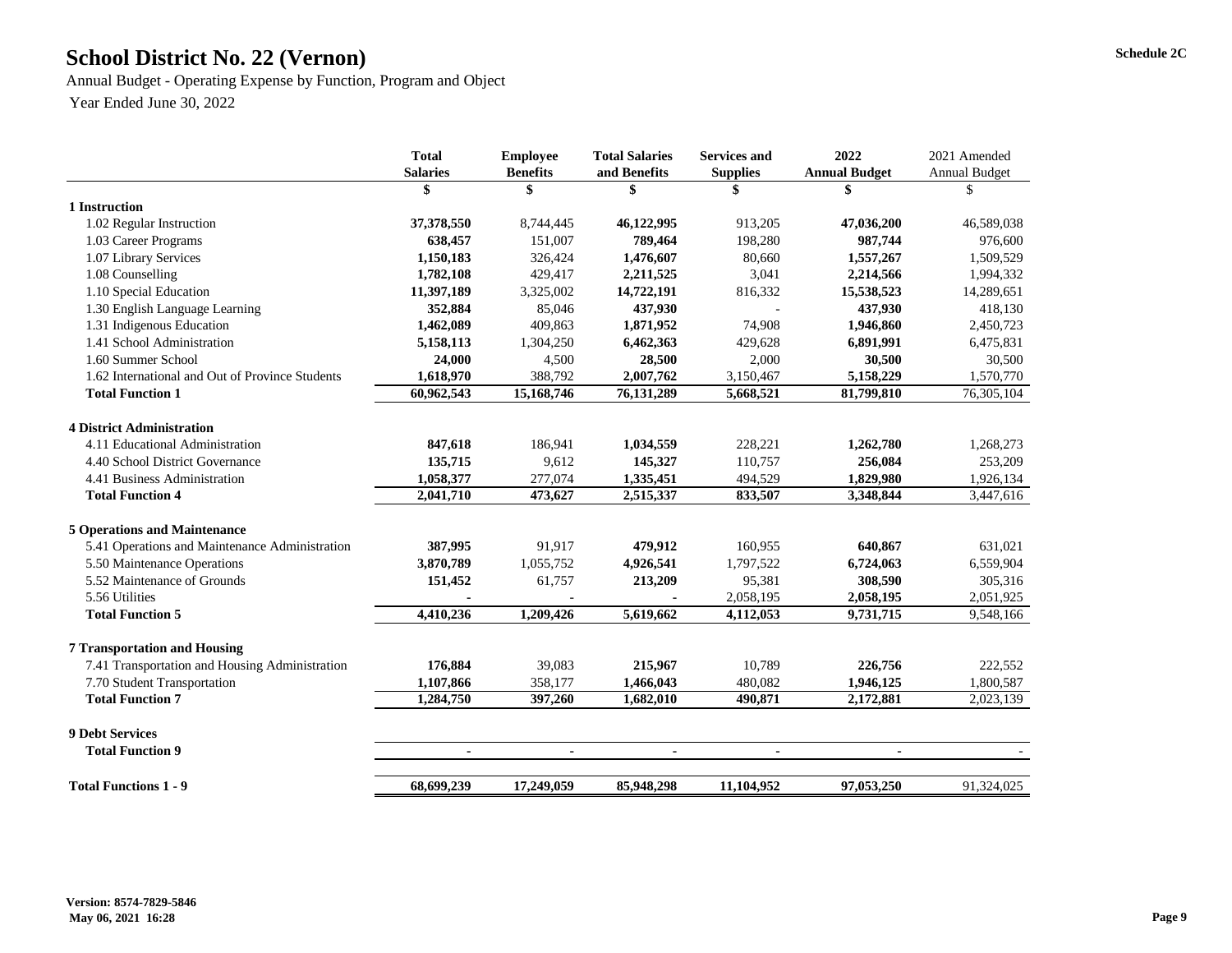# School District No. 22 (Vernon)

Schedule 2C

Annual Budget - Operating Expense by Function, Program and Object

Year Ended June 30, 2022

| | Total Salaries | Employee Benefits | Total Salaries and Benefits | Services and Supplies | 2022 Annual Budget | 2021 Amended Annual Budget |
|---|---|---|---|---|---|---|
| | $ | $ | $ | $ | $ | $ |
| **1 Instruction** | | | | | | |
| 1.02 Regular Instruction | **37,378,550** | 8,744,445 | **46,122,995** | 913,205 | **47,036,200** | 46,589,038 |
| 1.03 Career Programs | **638,457** | 151,007 | **789,464** | 198,280 | **987,744** | 976,600 |
| 1.07 Library Services | **1,150,183** | 326,424 | **1,476,607** | 80,660 | **1,557,267** | 1,509,529 |
| 1.08 Counselling | **1,782,108** | 429,417 | **2,211,525** | 3,041 | **2,214,566** | 1,994,332 |
| 1.10 Special Education | **11,397,189** | 3,325,002 | **14,722,191** | 816,332 | **15,538,523** | 14,289,651 |
| 1.30 English Language Learning | **352,884** | 85,046 | **437,930** | - | **437,930** | 418,130 |
| 1.31 Indigenous Education | **1,462,089** | 409,863 | **1,871,952** | 74,908 | **1,946,860** | 2,450,723 |
| 1.41 School Administration | **5,158,113** | 1,304,250 | **6,462,363** | 429,628 | **6,891,991** | 6,475,831 |
| 1.60 Summer School | **24,000** | 4,500 | **28,500** | 2,000 | **30,500** | 30,500 |
| 1.62 International and Out of Province Students | **1,618,970** | 388,792 | **2,007,762** | 3,150,467 | **5,158,229** | 1,570,770 |
| **Total Function 1** | **60,962,543** | **15,168,746** | **76,131,289** | **5,668,521** | **81,799,810** | 76,305,104 |
| **4 District Administration** | | | | | | |
| 4.11 Educational Administration | **847,618** | 186,941 | **1,034,559** | 228,221 | **1,262,780** | 1,268,273 |
| 4.40 School District Governance | **135,715** | 9,612 | **145,327** | 110,757 | **256,084** | 253,209 |
| 4.41 Business Administration | **1,058,377** | 277,074 | **1,335,451** | 494,529 | **1,829,980** | 1,926,134 |
| **Total Function 4** | **2,041,710** | **473,627** | **2,515,337** | **833,507** | **3,348,844** | 3,447,616 |
| **5 Operations and Maintenance** | | | | | | |
| 5.41 Operations and Maintenance Administration | **387,995** | 91,917 | **479,912** | 160,955 | **640,867** | 631,021 |
| 5.50 Maintenance Operations | **3,870,789** | 1,055,752 | **4,926,541** | 1,797,522 | **6,724,063** | 6,559,904 |
| 5.52 Maintenance of Grounds | **151,452** | 61,757 | **213,209** | 95,381 | **308,590** | 305,316 |
| 5.56 Utilities | **-** | - | **-** | 2,058,195 | **2,058,195** | 2,051,925 |
| **Total Function 5** | **4,410,236** | **1,209,426** | **5,619,662** | **4,112,053** | **9,731,715** | 9,548,166 |
| **7 Transportation and Housing** | | | | | | |
| 7.41 Transportation and Housing Administration | **176,884** | 39,083 | **215,967** | 10,789 | **226,756** | 222,552 |
| 7.70 Student Transportation | **1,107,866** | 358,177 | **1,466,043** | 480,082 | **1,946,125** | 1,800,587 |
| **Total Function 7** | **1,284,750** | **397,260** | **1,682,010** | **490,871** | **2,172,881** | 2,023,139 |
| **9 Debt Services** | | | | | | |
| **Total Function 9** | **-** | **-** | **-** | **-** | **-** | - |
| **Total Functions 1 - 9** | **68,699,239** | **17,249,059** | **85,948,298** | **11,104,952** | **97,053,250** | 91,324,025 |

**Version: 8574-7829-5846**
**May 06, 2021 16:28**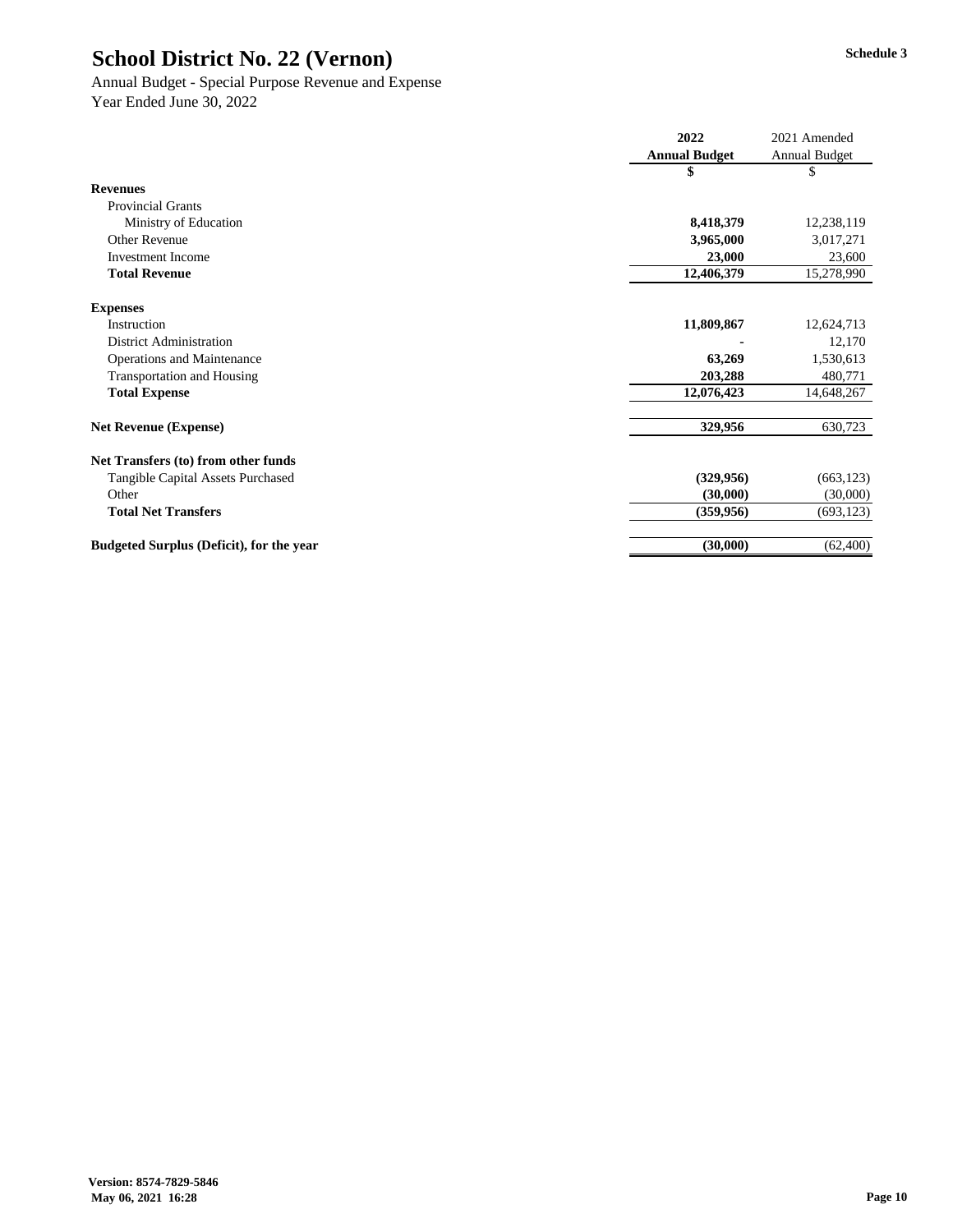# School District No. 22 (Vernon)

**Schedule 3**

Annual Budget - Special Purpose Revenue and Expense
Year Ended June 30, 2022

| | 2022 Annual Budget | 2021 Amended Annual Budget |
|---|---|---|
| | **$** | $ |
| **Revenues** | | |
| Provincial Grants | | |
| Ministry of Education | **8,418,379** | 12,238,119 |
| Other Revenue | **3,965,000** | 3,017,271 |
| Investment Income | **23,000** | 23,600 |
| **Total Revenue** | **12,406,379** | 15,278,990 |
| | | |
| **Expenses** | | |
| Instruction | **11,809,867** | 12,624,713 |
| District Administration | **-** | 12,170 |
| Operations and Maintenance | **63,269** | 1,530,613 |
| Transportation and Housing | **203,288** | 480,771 |
| **Total Expense** | **12,076,423** | 14,648,267 |
| | | |
| **Net Revenue (Expense)** | **329,956** | 630,723 |
| | | |
| **Net Transfers (to) from other funds** | | |
| Tangible Capital Assets Purchased | **(329,956)** | (663,123) |
| Other | **(30,000)** | (30,000) |
| **Total Net Transfers** | **(359,956)** | (693,123) |
| | | |
| **Budgeted Surplus (Deficit), for the year** | **(30,000)** | (62,400) |

**Version: 8574-7829-5846**
**May 06, 2021 16:28**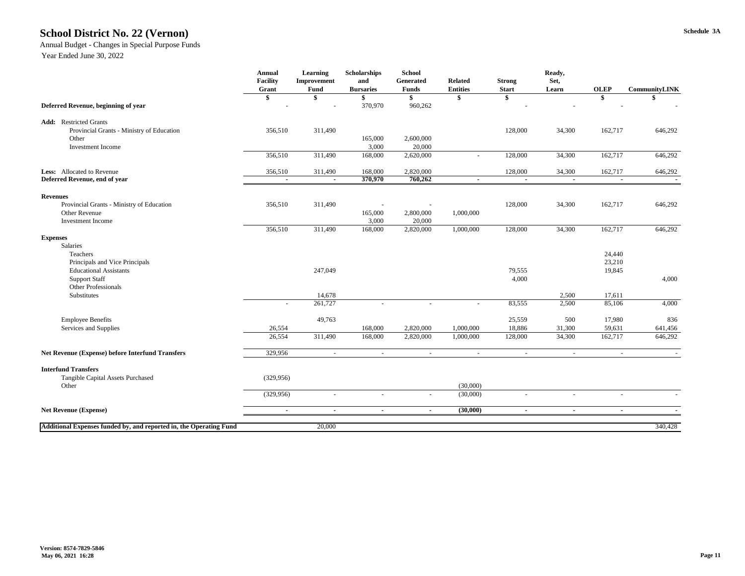# School District No. 22 (Vernon)

Schedule 3A

Annual Budget - Changes in Special Purpose Funds

Year Ended June 30, 2022

| | Annual Facility Grant | Learning Improvement Fund | Scholarships and Bursaries | School Generated Funds | Related Entities | Strong Start | Ready, Set, Learn | OLEP | CommunityLINK |
|---|---|---|---|---|---|---|---|---|---|
| | $ | $ | $ | $ | $ | $ | | $ | $ |
| **Deferred Revenue, beginning of year** | - | - | 370,970 | 960,262 | | - | - | - | - |
| **Add:** Restricted Grants | | | | | | | | | |
| Provincial Grants - Ministry of Education | 356,510 | 311,490 | | | | 128,000 | 34,300 | 162,717 | 646,292 |
| Other | | | 165,000 | 2,600,000 | | | | | |
| Investment Income | | | 3,000 | 20,000 | | | | | |
| | 356,510 | 311,490 | 168,000 | 2,620,000 | - | 128,000 | 34,300 | 162,717 | 646,292 |
| **Less:** Allocated to Revenue | 356,510 | 311,490 | 168,000 | 2,820,000 | | 128,000 | 34,300 | 162,717 | 646,292 |
| **Deferred Revenue, end of year** | - | - | **370,970** | **760,262** | - | - | - | - | - |
| **Revenues** | | | | | | | | | |
| Provincial Grants - Ministry of Education | 356,510 | 311,490 | - | - | | 128,000 | 34,300 | 162,717 | 646,292 |
| Other Revenue | | | 165,000 | 2,800,000 | 1,000,000 | | | | |
| Investment Income | | | 3,000 | 20,000 | | | | | |
| | 356,510 | 311,490 | 168,000 | 2,820,000 | 1,000,000 | 128,000 | 34,300 | 162,717 | 646,292 |
| **Expenses** | | | | | | | | | |
| Salaries | | | | | | | | | |
| Teachers | | | | | | | | 24,440 | |
| Principals and Vice Principals | | | | | | | | 23,210 | |
| Educational Assistants | | 247,049 | | | | 79,555 | | 19,845 | |
| Support Staff | | | | | | 4,000 | | | 4,000 |
| Other Professionals | | | | | | | | | |
| Substitutes | | 14,678 | | | | | 2,500 | 17,611 | |
| | - | 261,727 | - | - | - | 83,555 | 2,500 | 85,106 | 4,000 |
| Employee Benefits | | 49,763 | | | | 25,559 | 500 | 17,980 | 836 |
| Services and Supplies | 26,554 | | 168,000 | 2,820,000 | 1,000,000 | 18,886 | 31,300 | 59,631 | 641,456 |
| | 26,554 | 311,490 | 168,000 | 2,820,000 | 1,000,000 | 128,000 | 34,300 | 162,717 | 646,292 |
| **Net Revenue (Expense) before Interfund Transfers** | 329,956 | - | - | - | - | - | - | - | - |
| **Interfund Transfers** | | | | | | | | | |
| Tangible Capital Assets Purchased | (329,956) | | | | | | | | |
| Other | | | | | (30,000) | | | | |
| | (329,956) | - | - | - | (30,000) | - | - | - | - |
| **Net Revenue (Expense)** | - | - | - | - | **(30,000)** | - | - | - | - |
| **Additional Expenses funded by, and reported in, the Operating Fund** | | 20,000 | | | | | | | 340,428 |

**Version: 8574-7829-5846**
**May 06, 2021 16:28**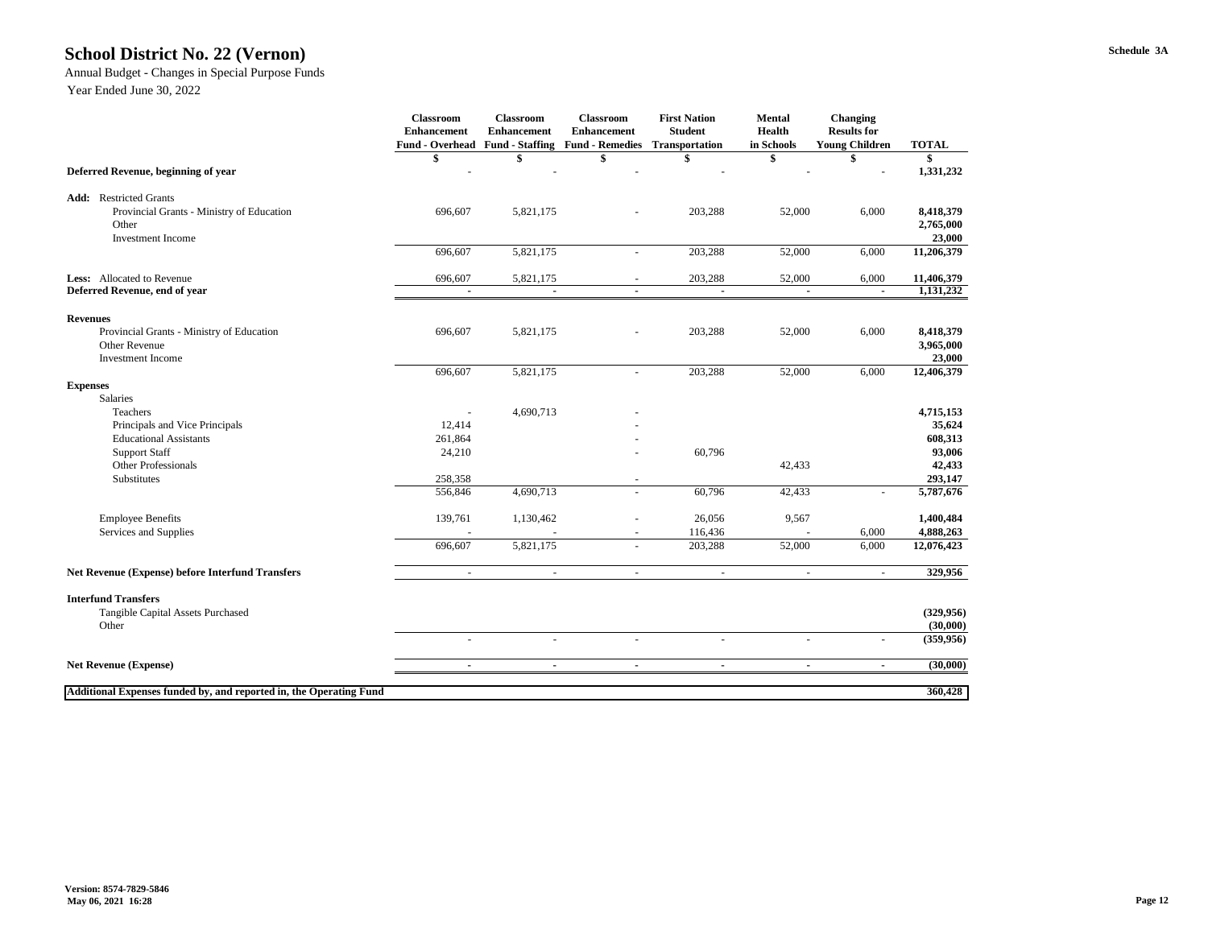# School District No. 22 (Vernon)

Schedule 3A

Annual Budget - Changes in Special Purpose Funds

Year Ended June 30, 2022

| | Classroom Enhancement Fund - Overhead | Classroom Enhancement Fund - Staffing | Classroom Enhancement Fund - Remedies | First Nation Student Transportation | Mental Health in Schools | Changing Results for Young Children | TOTAL |
|---|---|---|---|---|---|---|---|
| | $ | $ | $ | $ | $ | $ | $ |
| **Deferred Revenue, beginning of year** | - | - | - | - | - | - | **1,331,232** |
| **Add:** Restricted Grants | | | | | | | |
| Provincial Grants - Ministry of Education | 696,607 | 5,821,175 | - | 203,288 | 52,000 | 6,000 | **8,418,379** |
| Other | | | | | | | **2,765,000** |
| Investment Income | | | | | | | **23,000** |
| | 696,607 | 5,821,175 | - | 203,288 | 52,000 | 6,000 | **11,206,379** |
| **Less:** Allocated to Revenue | 696,607 | 5,821,175 | - | 203,288 | 52,000 | 6,000 | **11,406,379** |
| **Deferred Revenue, end of year** | - | - | - | - | - | - | **1,131,232** |
| **Revenues** | | | | | | | |
| Provincial Grants - Ministry of Education | 696,607 | 5,821,175 | - | 203,288 | 52,000 | 6,000 | **8,418,379** |
| Other Revenue | | | | | | | **3,965,000** |
| Investment Income | | | | | | | **23,000** |
| | 696,607 | 5,821,175 | - | 203,288 | 52,000 | 6,000 | **12,406,379** |
| **Expenses** | | | | | | | |
| Salaries | | | | | | | |
| Teachers | - | 4,690,713 | - | | | | **4,715,153** |
| Principals and Vice Principals | 12,414 | | - | | | | **35,624** |
| Educational Assistants | 261,864 | | - | | | | **608,313** |
| Support Staff | 24,210 | | - | 60,796 | | | **93,006** |
| Other Professionals | | | | | 42,433 | | **42,433** |
| Substitutes | 258,358 | | - | | | | **293,147** |
| | 556,846 | 4,690,713 | - | 60,796 | 42,433 | - | **5,787,676** |
| Employee Benefits | 139,761 | 1,130,462 | - | 26,056 | 9,567 | | **1,400,484** |
| Services and Supplies | - | - | - | 116,436 | - | 6,000 | **4,888,263** |
| | 696,607 | 5,821,175 | - | 203,288 | 52,000 | 6,000 | **12,076,423** |
| **Net Revenue (Expense) before Interfund Transfers** | - | - | - | - | - | - | **329,956** |
| **Interfund Transfers** | | | | | | | |
| Tangible Capital Assets Purchased | | | | | | | **(329,956)** |
| Other | | | | | | | **(30,000)** |
| | - | - | - | - | - | - | **(359,956)** |
| **Net Revenue (Expense)** | - | - | - | - | - | - | **(30,000)** |
| **Additional Expenses funded by, and reported in, the Operating Fund** | | | | | | | **360,428** |

**Version: 8574-7829-5846**
**May 06, 2021 16:28**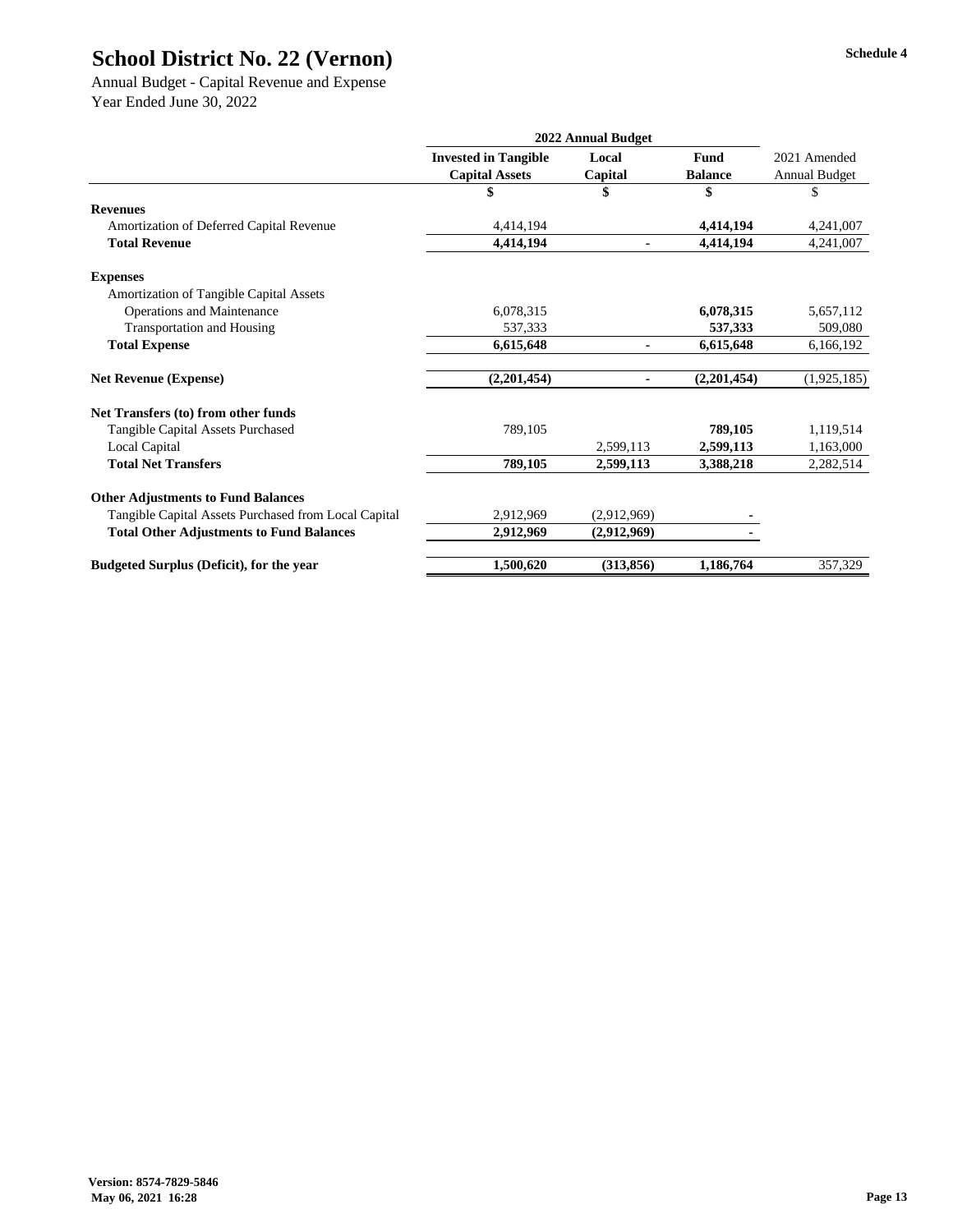# School District No. 22 (Vernon)

Schedule 4

Annual Budget - Capital Revenue and Expense
Year Ended June 30, 2022

| | 2022 Annual Budget | | | |
|---|---|---|---|---|
| | **Invested in Tangible Capital Assets** | **Local Capital** | **Fund Balance** | 2021 Amended Annual Budget |
| | **\$** | **\$** | **\$** | \$ |
| **Revenues** | | | | |
| Amortization of Deferred Capital Revenue | 4,414,194 | | **4,414,194** | 4,241,007 |
| **Total Revenue** | **4,414,194** | **-** | **4,414,194** | 4,241,007 |
| **Expenses** | | | | |
| Amortization of Tangible Capital Assets | | | | |
| Operations and Maintenance | 6,078,315 | | **6,078,315** | 5,657,112 |
| Transportation and Housing | 537,333 | | **537,333** | 509,080 |
| **Total Expense** | **6,615,648** | **-** | **6,615,648** | 6,166,192 |
| **Net Revenue (Expense)** | **(2,201,454)** | **-** | **(2,201,454)** | (1,925,185) |
| **Net Transfers (to) from other funds** | | | | |
| Tangible Capital Assets Purchased | 789,105 | | **789,105** | 1,119,514 |
| Local Capital | | 2,599,113 | **2,599,113** | 1,163,000 |
| **Total Net Transfers** | **789,105** | **2,599,113** | **3,388,218** | 2,282,514 |
| **Other Adjustments to Fund Balances** | | | | |
| Tangible Capital Assets Purchased from Local Capital | 2,912,969 | (2,912,969) | **-** | |
| **Total Other Adjustments to Fund Balances** | **2,912,969** | **(2,912,969)** | **-** | |
| **Budgeted Surplus (Deficit), for the year** | **1,500,620** | **(313,856)** | **1,186,764** | 357,329 |

**Version: 8574-7829-5846**
**May 06, 2021 16:28**